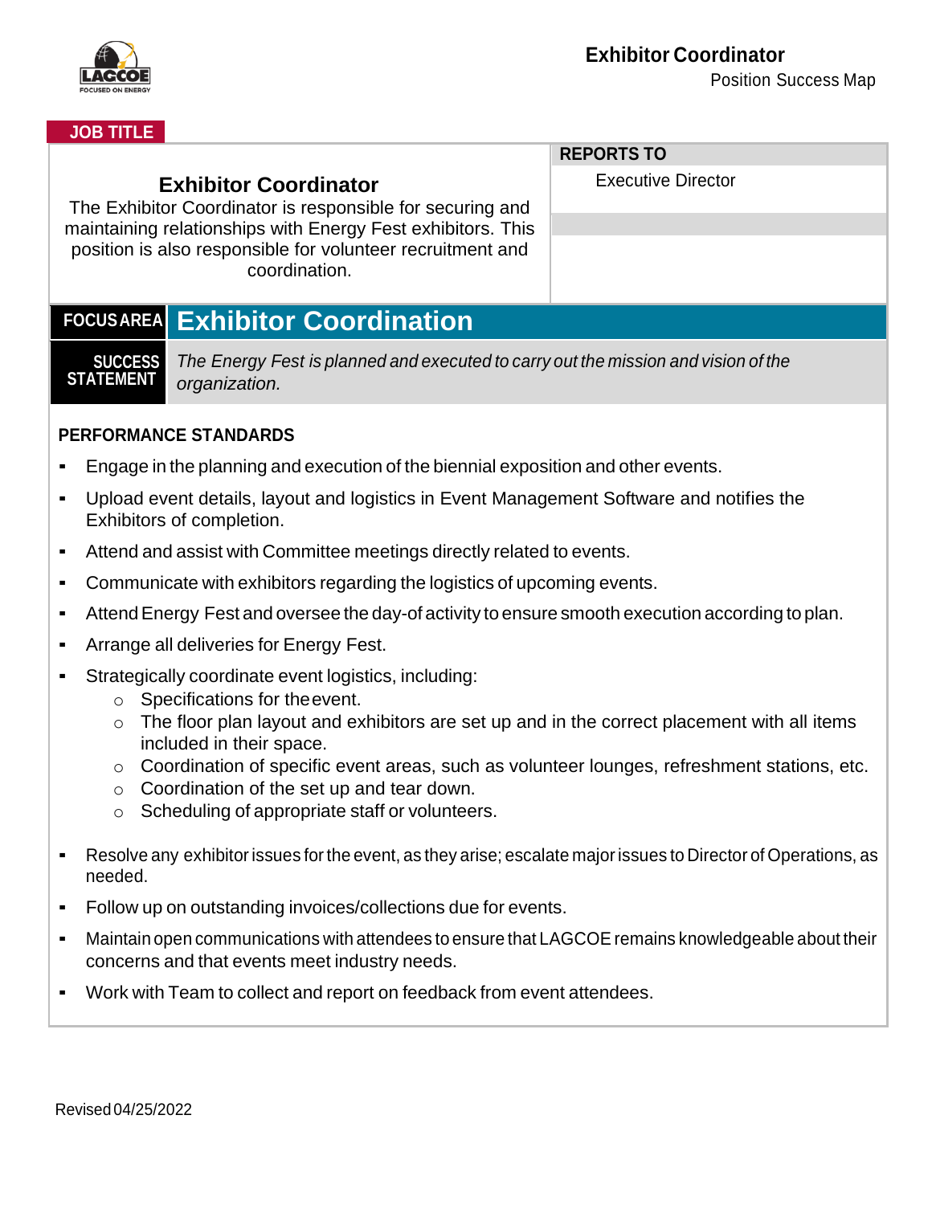# Exhibitor Coordinator

Position Success Map

**JOB TITLE**

## Exhibitor Coordinator

The Exhibitor Coordinator is responsible for securing and maintaining relationships with Energy Fest exhibitors. This position is also responsible for volunteer recruitment and coordination.

**REPORTS TO**

Executive Director

**FOCUS AREA** **Exhibitor Coordination**

**SUCCESS STATEMENT** *The Energy Fest is planned and executed to carry out the mission and vision of the organization.*

### PERFORMANCE STANDARDS

- Engage in the planning and execution of the biennial exposition and other events.
- Upload event details, layout and logistics in Event Management Software and notifies the Exhibitors of completion.
- Attend and assist with Committee meetings directly related to events.
- Communicate with exhibitors regarding the logistics of upcoming events.
- Attend Energy Fest and oversee the day-of activity to ensure smooth execution according to plan.
- Arrange all deliveries for Energy Fest.
- Strategically coordinate event logistics, including:
  - Specifications for the event.
  - The floor plan layout and exhibitors are set up and in the correct placement with all items included in their space.
  - Coordination of specific event areas, such as volunteer lounges, refreshment stations, etc.
  - Coordination of the set up and tear down.
  - Scheduling of appropriate staff or volunteers.
- Resolve any exhibitor issues for the event, as they arise; escalate major issues to Director of Operations, as needed.
- Follow up on outstanding invoices/collections due for events.
- Maintain open communications with attendees to ensure that LAGCOE remains knowledgeable about their concerns and that events meet industry needs.
- Work with Team to collect and report on feedback from event attendees.

Revised 04/25/2022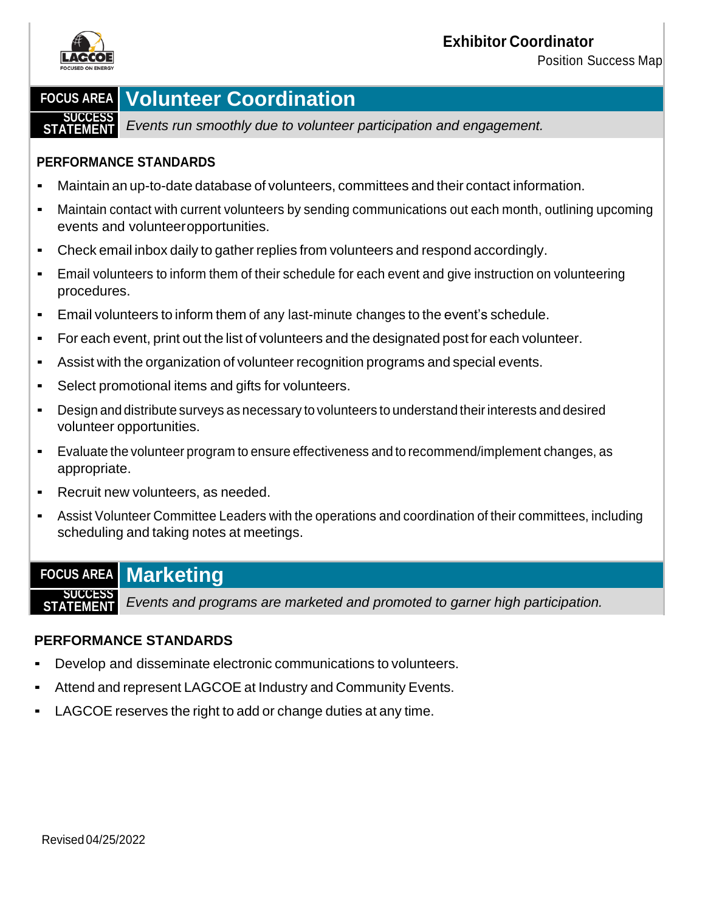# Exhibitor Coordinator

Position Success Map

## FOCUS AREA: Volunteer Coordination

**SUCCESS STATEMENT:** *Events run smoothly due to volunteer participation and engagement.*

### PERFORMANCE STANDARDS

- Maintain an up-to-date database of volunteers, committees and their contact information.
- Maintain contact with current volunteers by sending communications out each month, outlining upcoming events and volunteer opportunities.
- Check email inbox daily to gather replies from volunteers and respond accordingly.
- Email volunteers to inform them of their schedule for each event and give instruction on volunteering procedures.
- Email volunteers to inform them of any last-minute changes to the event's schedule.
- For each event, print out the list of volunteers and the designated post for each volunteer.
- Assist with the organization of volunteer recognition programs and special events.
- Select promotional items and gifts for volunteers.
- Design and distribute surveys as necessary to volunteers to understand their interests and desired volunteer opportunities.
- Evaluate the volunteer program to ensure effectiveness and to recommend/implement changes, as appropriate.
- Recruit new volunteers, as needed.
- Assist Volunteer Committee Leaders with the operations and coordination of their committees, including scheduling and taking notes at meetings.

## FOCUS AREA: Marketing

**SUCCESS STATEMENT:** *Events and programs are marketed and promoted to garner high participation.*

### PERFORMANCE STANDARDS

- Develop and disseminate electronic communications to volunteers.
- Attend and represent LAGCOE at Industry and Community Events.
- LAGCOE reserves the right to add or change duties at any time.

Revised 04/25/2022